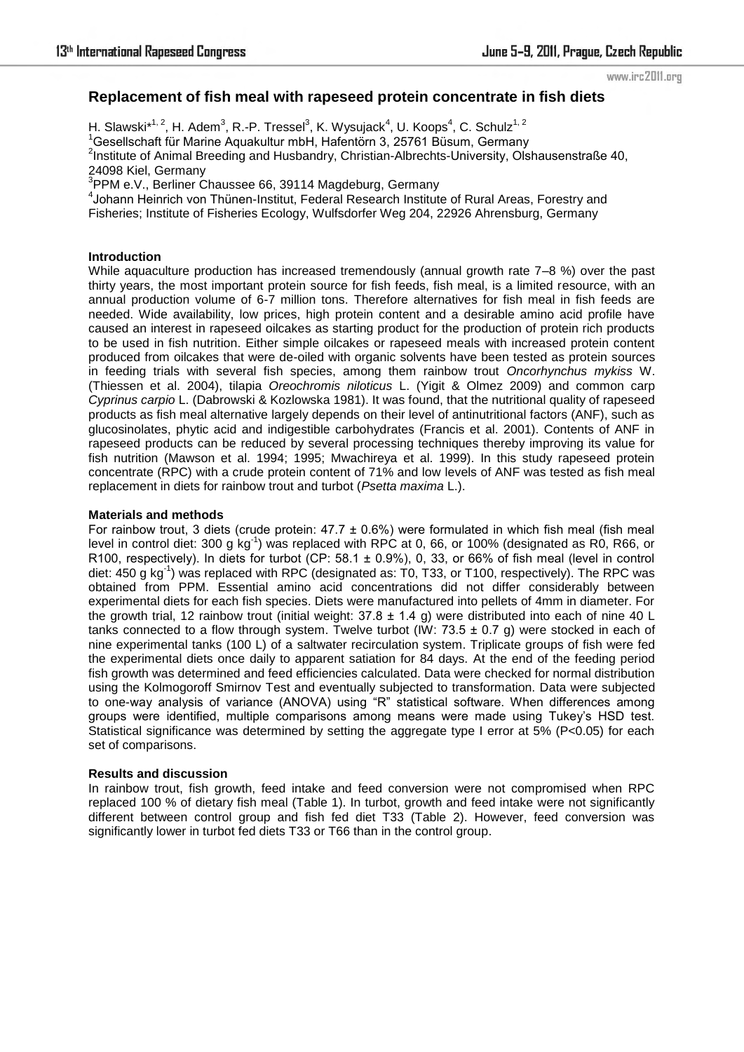## Replacement of fish meal with rapeseed protein concentrate in fish diets

H. Slawski*[1, 2], H. Adem[3], R.-P. Tressel[3], K. Wysujack[4], U. Koops[4], C. Schulz[1, 2]

[1]Gesellschaft für Marine Aquakultur mbH, Hafentörn 3, 25761 Büsum, Germany

[2]Institute of Animal Breeding and Husbandry, Christian-Albrechts-University, Olshausenstraße 40, 24098 Kiel, Germany

[3]PPM e.V., Berliner Chaussee 66, 39114 Magdeburg, Germany

[4]Johann Heinrich von Thünen-Institut, Federal Research Institute of Rural Areas, Forestry and Fisheries; Institute of Fisheries Ecology, Wulfsdorfer Weg 204, 22926 Ahrensburg, Germany

**Introduction**

While aquaculture production has increased tremendously (annual growth rate 7–8 %) over the past thirty years, the most important protein source for fish feeds, fish meal, is a limited resource, with an annual production volume of 6-7 million tons. Therefore alternatives for fish meal in fish feeds are needed. Wide availability, low prices, high protein content and a desirable amino acid profile have caused an interest in rapeseed oilcakes as starting product for the production of protein rich products to be used in fish nutrition. Either simple oilcakes or rapeseed meals with increased protein content produced from oilcakes that were de-oiled with organic solvents have been tested as protein sources in feeding trials with several fish species, among them rainbow trout *Oncorhynchus mykiss* W. (Thiessen et al. 2004), tilapia *Oreochromis niloticus* L. (Yigit & Olmez 2009) and common carp *Cyprinus carpio* L. (Dabrowski & Kozlowska 1981). It was found, that the nutritional quality of rapeseed products as fish meal alternative largely depends on their level of antinutritional factors (ANF), such as glucosinolates, phytic acid and indigestible carbohydrates (Francis et al. 2001). Contents of ANF in rapeseed products can be reduced by several processing techniques thereby improving its value for fish nutrition (Mawson et al. 1994; 1995; Mwachireya et al. 1999). In this study rapeseed protein concentrate (RPC) with a crude protein content of 71% and low levels of ANF was tested as fish meal replacement in diets for rainbow trout and turbot (*Psetta maxima* L.).

**Materials and methods**

For rainbow trout, 3 diets (crude protein: 47.7 ± 0.6%) were formulated in which fish meal (fish meal level in control diet: 300 g $kg^{-1}$) was replaced with RPC at 0, 66, or 100% (designated as R0, R66, or R100, respectively). In diets for turbot (CP: 58.1 ± 0.9%), 0, 33, or 66% of fish meal (level in control diet: 450 g $kg^{-1}$) was replaced with RPC (designated as: T0, T33, or T100, respectively). The RPC was obtained from PPM. Essential amino acid concentrations did not differ considerably between experimental diets for each fish species. Diets were manufactured into pellets of 4mm in diameter. For the growth trial, 12 rainbow trout (initial weight: 37.8 ± 1.4 g) were distributed into each of nine 40 L tanks connected to a flow through system. Twelve turbot (IW: 73.5 ± 0.7 g) were stocked in each of nine experimental tanks (100 L) of a saltwater recirculation system. Triplicate groups of fish were fed the experimental diets once daily to apparent satiation for 84 days. At the end of the feeding period fish growth was determined and feed efficiencies calculated. Data were checked for normal distribution using the Kolmogoroff Smirnov Test and eventually subjected to transformation. Data were subjected to one-way analysis of variance (ANOVA) using "R" statistical software. When differences among groups were identified, multiple comparisons among means were made using Tukey's HSD test. Statistical significance was determined by setting the aggregate type I error at 5% ($P<0.05$) for each set of comparisons.

**Results and discussion**

In rainbow trout, fish growth, feed intake and feed conversion were not compromised when RPC replaced 100 % of dietary fish meal (Table 1). In turbot, growth and feed intake were not significantly different between control group and fish fed diet T33 (Table 2). However, feed conversion was significantly lower in turbot fed diets T33 or T66 than in the control group.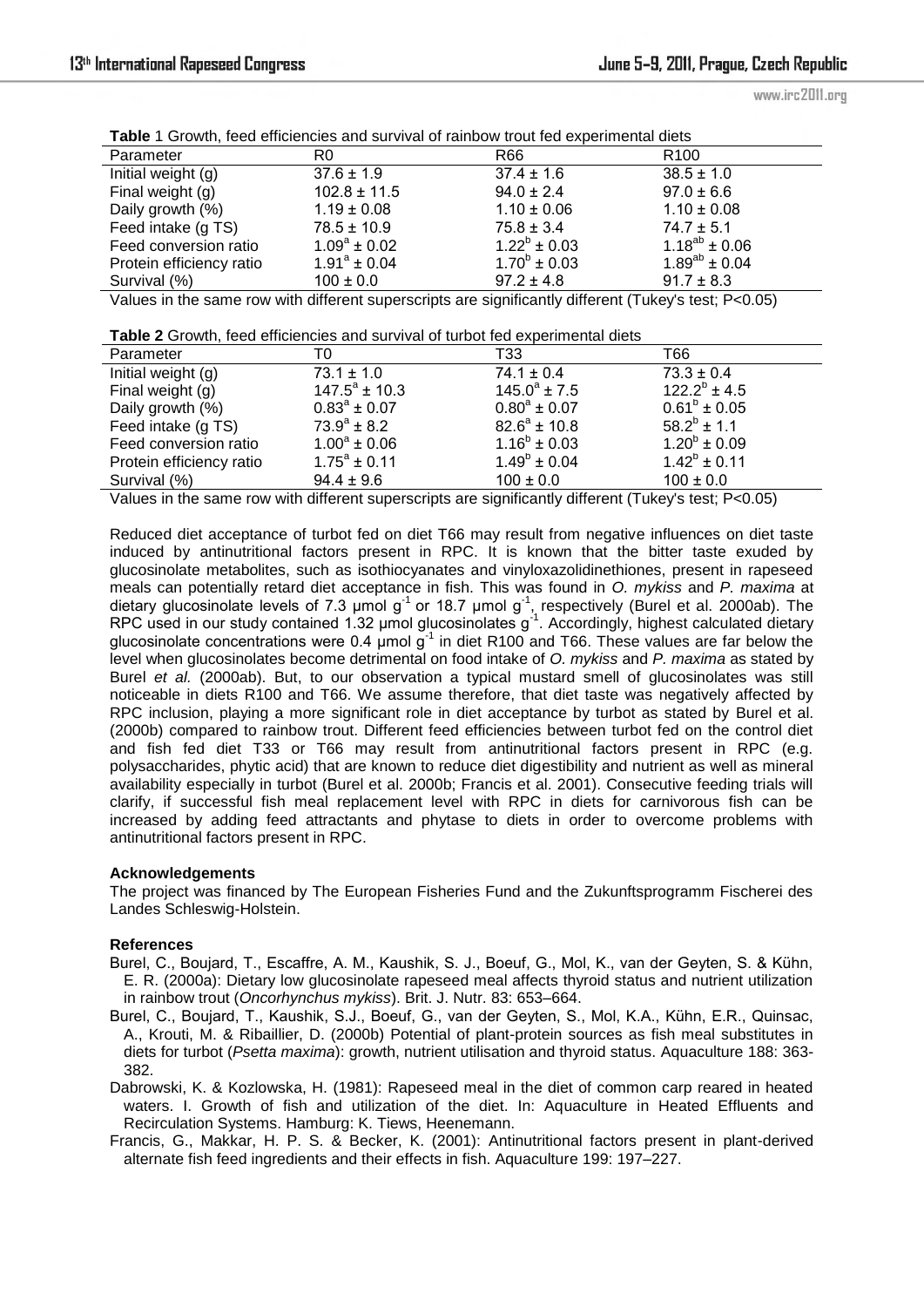**Table** 1 Growth, feed efficiencies and survival of rainbow trout fed experimental diets

| Parameter | R0 | R66 | R100 |
|---|---|---|---|
| Initial weight (g) | 37.6 ± 1.9 | 37.4 ± 1.6 | 38.5 ± 1.0 |
| Final weight (g) | 102.8 ± 11.5 | 94.0 ± 2.4 | 97.0 ± 6.6 |
| Daily growth (%) | 1.19 ± 0.08 | 1.10 ± 0.06 | 1.10 ± 0.08 |
| Feed intake (g TS) | 78.5 ± 10.9 | 75.8 ± 3.4 | 74.7 ± 5.1 |
| Feed conversion ratio | $1.09^{a}$ ± 0.02 | $1.22^{b}$ ± 0.03 | $1.18^{ab}$ ± 0.06 |
| Protein efficiency ratio | $1.91^{a}$ ± 0.04 | $1.70^{b}$ ± 0.03 | $1.89^{ab}$ ± 0.04 |
| Survival (%) | 100 ± 0.0 | 97.2 ± 4.8 | 91.7 ± 8.3 |

Values in the same row with different superscripts are significantly different (Tukey's test; P<0.05)

**Table 2** Growth, feed efficiencies and survival of turbot fed experimental diets

| Parameter | T0 | T33 | T66 |
|---|---|---|---|
| Initial weight (g) | 73.1 ± 1.0 | 74.1 ± 0.4 | 73.3 ± 0.4 |
| Final weight (g) | $147.5^{a}$ ± 10.3 | $145.0^{a}$ ± 7.5 | $122.2^{b}$ ± 4.5 |
| Daily growth (%) | $0.83^{a}$ ± 0.07 | $0.80^{a}$ ± 0.07 | $0.61^{b}$ ± 0.05 |
| Feed intake (g TS) | $73.9^{a}$ ± 8.2 | $82.6^{a}$ ± 10.8 | $58.2^{b}$ ± 1.1 |
| Feed conversion ratio | $1.00^{a}$ ± 0.06 | $1.16^{b}$ ± 0.03 | $1.20^{b}$ ± 0.09 |
| Protein efficiency ratio | $1.75^{a}$ ± 0.11 | $1.49^{b}$ ± 0.04 | $1.42^{b}$ ± 0.11 |
| Survival (%) | 94.4 ± 9.6 | 100 ± 0.0 | 100 ± 0.0 |

Values in the same row with different superscripts are significantly different (Tukey's test; P<0.05)

Reduced diet acceptance of turbot fed on diet T66 may result from negative influences on diet taste induced by antinutritional factors present in RPC. It is known that the bitter taste exuded by glucosinolate metabolites, such as isothiocyanates and vinyloxazolidinethiones, present in rapeseed meals can potentially retard diet acceptance in fish. This was found in *O. mykiss* and *P. maxima* at dietary glucosinolate levels of 7.3 µmol $g^{-1}$ or 18.7 µmol $g^{-1}$, respectively (Burel et al. 2000ab). The RPC used in our study contained 1.32 µmol glucosinolates $g^{-1}$. Accordingly, highest calculated dietary glucosinolate concentrations were 0.4 µmol $g^{-1}$ in diet R100 and T66. These values are far below the level when glucosinolates become detrimental on food intake of *O. mykiss* and *P. maxima* as stated by Burel *et al.* (2000ab). But, to our observation a typical mustard smell of glucosinolates was still noticeable in diets R100 and T66. We assume therefore, that diet taste was negatively affected by RPC inclusion, playing a more significant role in diet acceptance by turbot as stated by Burel et al. (2000b) compared to rainbow trout. Different feed efficiencies between turbot fed on the control diet and fish fed diet T33 or T66 may result from antinutritional factors present in RPC (e.g. polysaccharides, phytic acid) that are known to reduce diet digestibility and nutrient as well as mineral availability especially in turbot (Burel et al. 2000b; Francis et al. 2001). Consecutive feeding trials will clarify, if successful fish meal replacement level with RPC in diets for carnivorous fish can be increased by adding feed attractants and phytase to diets in order to overcome problems with antinutritional factors present in RPC.

**Acknowledgements**

The project was financed by The European Fisheries Fund and the Zukunftsprogramm Fischerei des Landes Schleswig-Holstein.

**References**

Burel, C., Boujard, T., Escaffre, A. M., Kaushik, S. J., Boeuf, G., Mol, K., van der Geyten, S. & Kühn, E. R. (2000a): Dietary low glucosinolate rapeseed meal affects thyroid status and nutrient utilization in rainbow trout (*Oncorhynchus mykiss*). Brit. J. Nutr. 83: 653–664.

Burel, C., Boujard, T., Kaushik, S.J., Boeuf, G., van der Geyten, S., Mol, K.A., Kühn, E.R., Quinsac, A., Krouti, M. & Ribaillier, D. (2000b) Potential of plant-protein sources as fish meal substitutes in diets for turbot (*Psetta maxima*): growth, nutrient utilisation and thyroid status. Aquaculture 188: 363-382.

Dabrowski, K. & Kozlowska, H. (1981): Rapeseed meal in the diet of common carp reared in heated waters. I. Growth of fish and utilization of the diet. In: Aquaculture in Heated Effluents and Recirculation Systems. Hamburg: K. Tiews, Heenemann.

Francis, G., Makkar, H. P. S. & Becker, K. (2001): Antinutritional factors present in plant-derived alternate fish feed ingredients and their effects in fish. Aquaculture 199: 197–227.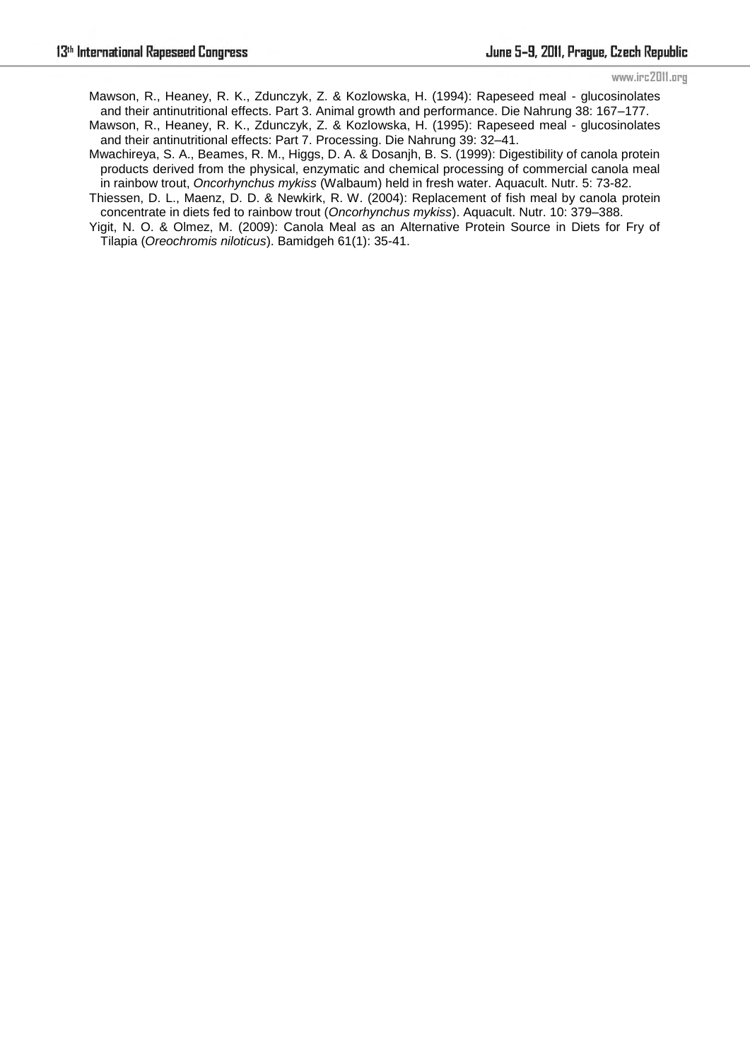Mawson, R., Heaney, R. K., Zdunczyk, Z. & Kozlowska, H. (1994): Rapeseed meal - glucosinolates and their antinutritional effects. Part 3. Animal growth and performance. Die Nahrung 38: 167–177.

Mawson, R., Heaney, R. K., Zdunczyk, Z. & Kozlowska, H. (1995): Rapeseed meal - glucosinolates and their antinutritional effects: Part 7. Processing. Die Nahrung 39: 32–41.

Mwachireya, S. A., Beames, R. M., Higgs, D. A. & Dosanjh, B. S. (1999): Digestibility of canola protein products derived from the physical, enzymatic and chemical processing of commercial canola meal in rainbow trout, *Oncorhynchus mykiss* (Walbaum) held in fresh water. Aquacult. Nutr. 5: 73-82.

Thiessen, D. L., Maenz, D. D. & Newkirk, R. W. (2004): Replacement of fish meal by canola protein concentrate in diets fed to rainbow trout (*Oncorhynchus mykiss*). Aquacult. Nutr. 10: 379–388.

Yigit, N. O. & Olmez, M. (2009): Canola Meal as an Alternative Protein Source in Diets for Fry of Tilapia (*Oreochromis niloticus*). Bamidgeh 61(1): 35-41.